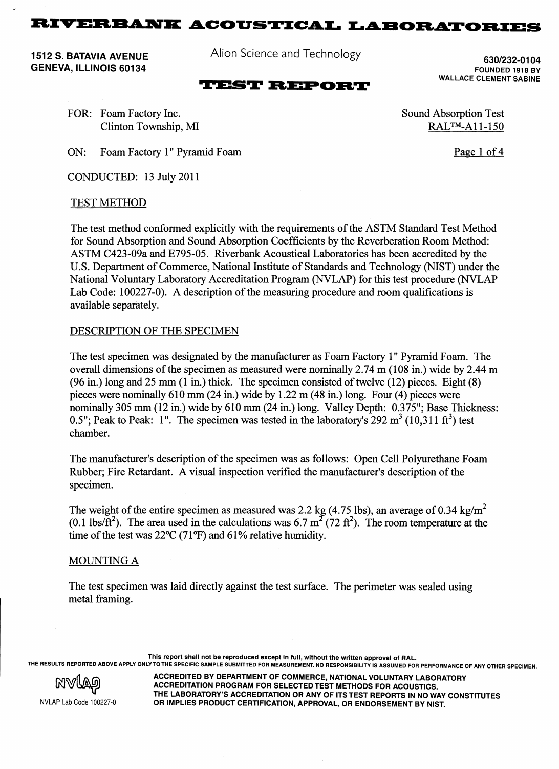# RIVERBANK ACOUSTICAL LABORATORIES

**1512 S. BATAVIA AVENUE**
**GENEVA, ILLINOIS 60134**

Alion Science and Technology

**630/232-0104**
**FOUNDED 1918 BY WALLACE CLEMENT SABINE**

## TEST REPORT

FOR: Foam Factory Inc.
Clinton Township, MI

Sound Absorption Test
RAL™-A11-150

ON: Foam Factory 1" Pyramid Foam

CONDUCTED: 13 July 2011

### TEST METHOD

The test method conformed explicitly with the requirements of the ASTM Standard Test Method for Sound Absorption and Sound Absorption Coefficients by the Reverberation Room Method: ASTM C423-09a and E795-05. Riverbank Acoustical Laboratories has been accredited by the U.S. Department of Commerce, National Institute of Standards and Technology (NIST) under the National Voluntary Laboratory Accreditation Program (NVLAP) for this test procedure (NVLAP Lab Code: 100227-0). A description of the measuring procedure and room qualifications is available separately.

### DESCRIPTION OF THE SPECIMEN

The test specimen was designated by the manufacturer as Foam Factory 1" Pyramid Foam. The overall dimensions of the specimen as measured were nominally 2.74 m (108 in.) wide by 2.44 m (96 in.) long and 25 mm (1 in.) thick. The specimen consisted of twelve (12) pieces. Eight (8) pieces were nominally 610 mm (24 in.) wide by 1.22 m (48 in.) long. Four (4) pieces were nominally 305 mm (12 in.) wide by 610 mm (24 in.) long. Valley Depth: 0.375"; Base Thickness: 0.5"; Peak to Peak: 1". The specimen was tested in the laboratory's 292 $m^3$ (10,311 $ft^3$) test chamber.

The manufacturer's description of the specimen was as follows: Open Cell Polyurethane Foam Rubber; Fire Retardant. A visual inspection verified the manufacturer's description of the specimen.

The weight of the entire specimen as measured was 2.2 kg (4.75 lbs), an average of 0.34 $kg/m^2$ (0.1 $lbs/ft^2$). The area used in the calculations was 6.7 $m^2$ (72 $ft^2$). The room temperature at the time of the test was 22°C (71°F) and 61% relative humidity.

### MOUNTING A

The test specimen was laid directly against the test surface. The perimeter was sealed using metal framing.

This report shall not be reproduced except in full, without the written approval of RAL.
THE RESULTS REPORTED ABOVE APPLY ONLY TO THE SPECIFIC SAMPLE SUBMITTED FOR MEASUREMENT. NO RESPONSIBILITY IS ASSUMED FOR PERFORMANCE OF ANY OTHER SPECIMEN.

NVLAP Lab Code 100227-0

ACCREDITED BY DEPARTMENT OF COMMERCE, NATIONAL VOLUNTARY LABORATORY ACCREDITATION PROGRAM FOR SELECTED TEST METHODS FOR ACOUSTICS. THE LABORATORY'S ACCREDITATION OR ANY OF ITS TEST REPORTS IN NO WAY CONSTITUTES OR IMPLIES PRODUCT CERTIFICATION, APPROVAL, OR ENDORSEMENT BY NIST.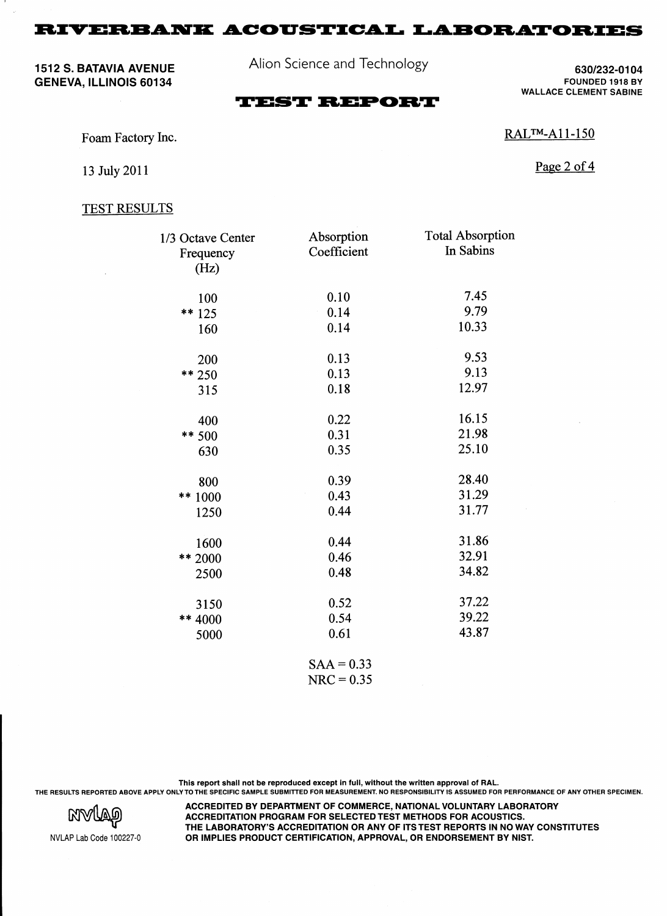# RIVERBANK ACOUSTICAL LABORATORIES

**1512 S. BATAVIA AVENUE**
**GENEVA, ILLINOIS 60134**

Alion Science and Technology

**630/232-0104**
**FOUNDED 1918 BY WALLACE CLEMENT SABINE**

## TEST REPORT

Foam Factory Inc.

RAL™-A11-150

13 July 2011

TEST RESULTS

| 1/3 Octave Center Frequency (Hz) | Absorption Coefficient | Total Absorption In Sabins |
|---|---|---|
| 100 | 0.10 | 7.45 |
| ** 125 | 0.14 | 9.79 |
| 160 | 0.14 | 10.33 |
| 200 | 0.13 | 9.53 |
| ** 250 | 0.13 | 9.13 |
| 315 | 0.18 | 12.97 |
| 400 | 0.22 | 16.15 |
| ** 500 | 0.31 | 21.98 |
| 630 | 0.35 | 25.10 |
| 800 | 0.39 | 28.40 |
| ** 1000 | 0.43 | 31.29 |
| 1250 | 0.44 | 31.77 |
| 1600 | 0.44 | 31.86 |
| ** 2000 | 0.46 | 32.91 |
| 2500 | 0.48 | 34.82 |
| 3150 | 0.52 | 37.22 |
| ** 4000 | 0.54 | 39.22 |
| 5000 | 0.61 | 43.87 |

SAA = 0.33
NRC = 0.35

**This report shall not be reproduced except in full, without the written approval of RAL.**
**THE RESULTS REPORTED ABOVE APPLY ONLY TO THE SPECIFIC SAMPLE SUBMITTED FOR MEASUREMENT. NO RESPONSIBILITY IS ASSUMED FOR PERFORMANCE OF ANY OTHER SPECIMEN.**

NVLAP Lab Code 100227-0

**ACCREDITED BY DEPARTMENT OF COMMERCE, NATIONAL VOLUNTARY LABORATORY ACCREDITATION PROGRAM FOR SELECTED TEST METHODS FOR ACOUSTICS. THE LABORATORY'S ACCREDITATION OR ANY OF ITS TEST REPORTS IN NO WAY CONSTITUTES OR IMPLIES PRODUCT CERTIFICATION, APPROVAL, OR ENDORSEMENT BY NIST.**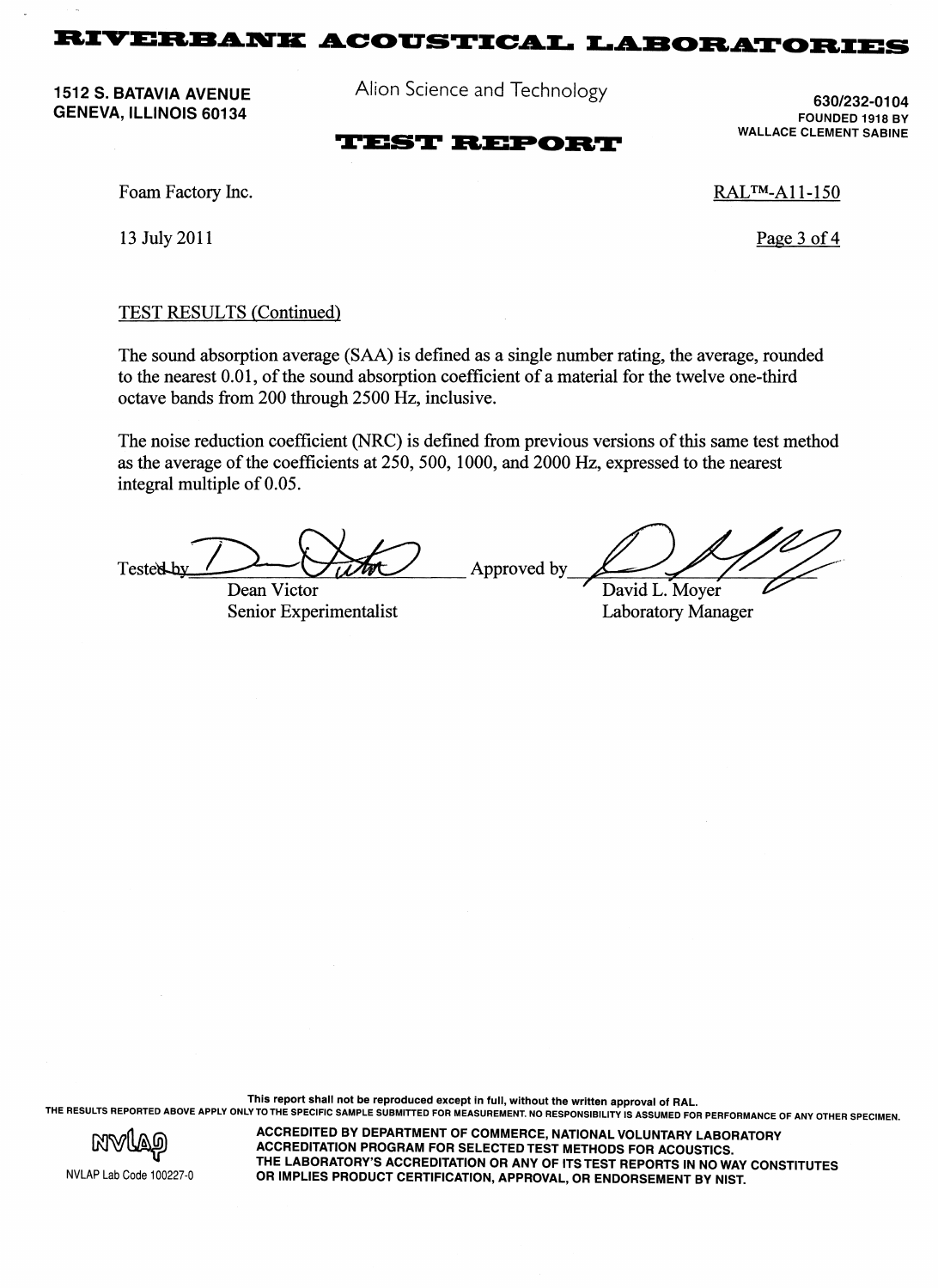Foam Factory Inc.

13 July 2011

RAL™-A11-150

TEST RESULTS (Continued)

The sound absorption average (SAA) is defined as a single number rating, the average, rounded to the nearest 0.01, of the sound absorption coefficient of a material for the twelve one-third octave bands from 200 through 2500 Hz, inclusive.

The noise reduction coefficient (NRC) is defined from previous versions of this same test method as the average of the coefficients at 250, 500, 1000, and 2000 Hz, expressed to the nearest integral multiple of 0.05.

Tested by ______________________ Dean Victor, Senior Experimentalist

Approved by ______________________ David L. Moyer, Laboratory Manager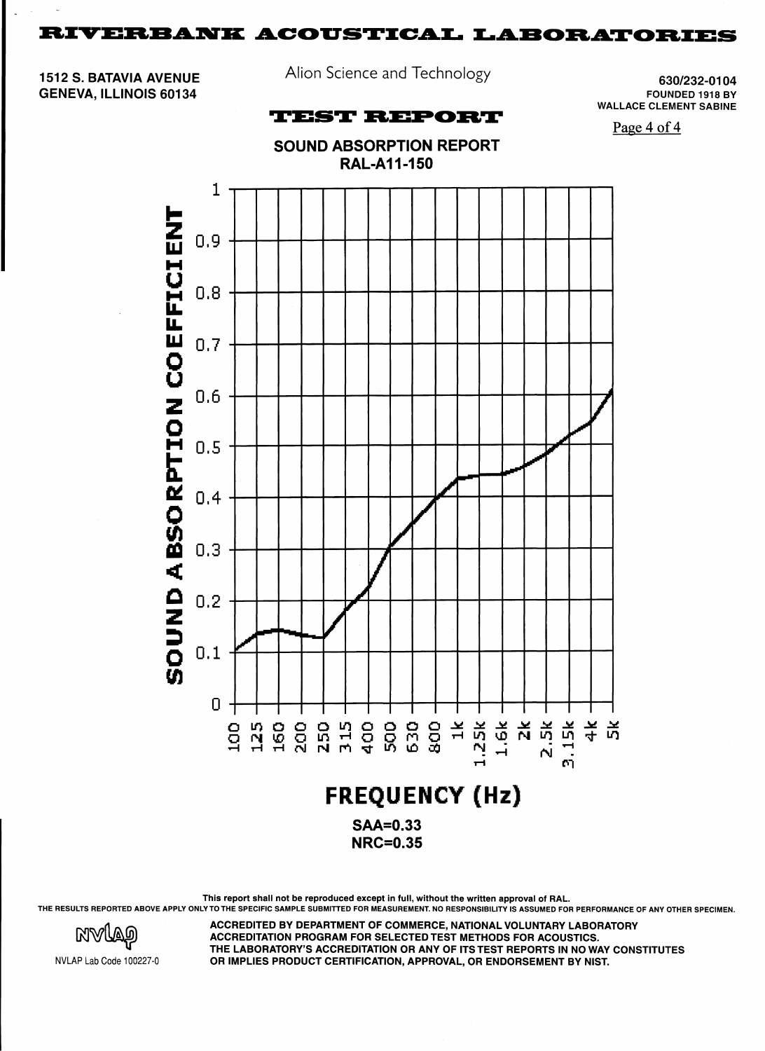# RIVERBANK ACOUSTICAL LABORATORIES

1512 S. BATAVIA AVENUE
GENEVA, ILLINOIS 60134

Alion Science and Technology

630/232-0104
FOUNDED 1918 BY
WALLACE CLEMENT SABINE

## TEST REPORT

### SOUND ABSORPTION REPORT
### RAL-A11-150

SOUND ABSORPTION COEFFICIENT

1
0.9
0.8
0.7
0.6
0.5
0.4
0.3
0.2
0.1
0

100 125 160 200 250 315 400 500 630 800 1k 1.25k 1.6k 2k 2.5k 3.15k 4k 5k

FREQUENCY (Hz)

**SAA=0.33**
**NRC=0.35**

This report shall not be reproduced except in full, without the written approval of RAL.
THE RESULTS REPORTED ABOVE APPLY ONLY TO THE SPECIFIC SAMPLE SUBMITTED FOR MEASUREMENT. NO RESPONSIBILITY IS ASSUMED FOR PERFORMANCE OF ANY OTHER SPECIMEN.

NVLAP
NVLAP Lab Code 100227-0

ACCREDITED BY DEPARTMENT OF COMMERCE, NATIONAL VOLUNTARY LABORATORY ACCREDITATION PROGRAM FOR SELECTED TEST METHODS FOR ACOUSTICS.
THE LABORATORY'S ACCREDITATION OR ANY OF ITS TEST REPORTS IN NO WAY CONSTITUTES OR IMPLIES PRODUCT CERTIFICATION, APPROVAL, OR ENDORSEMENT BY NIST.